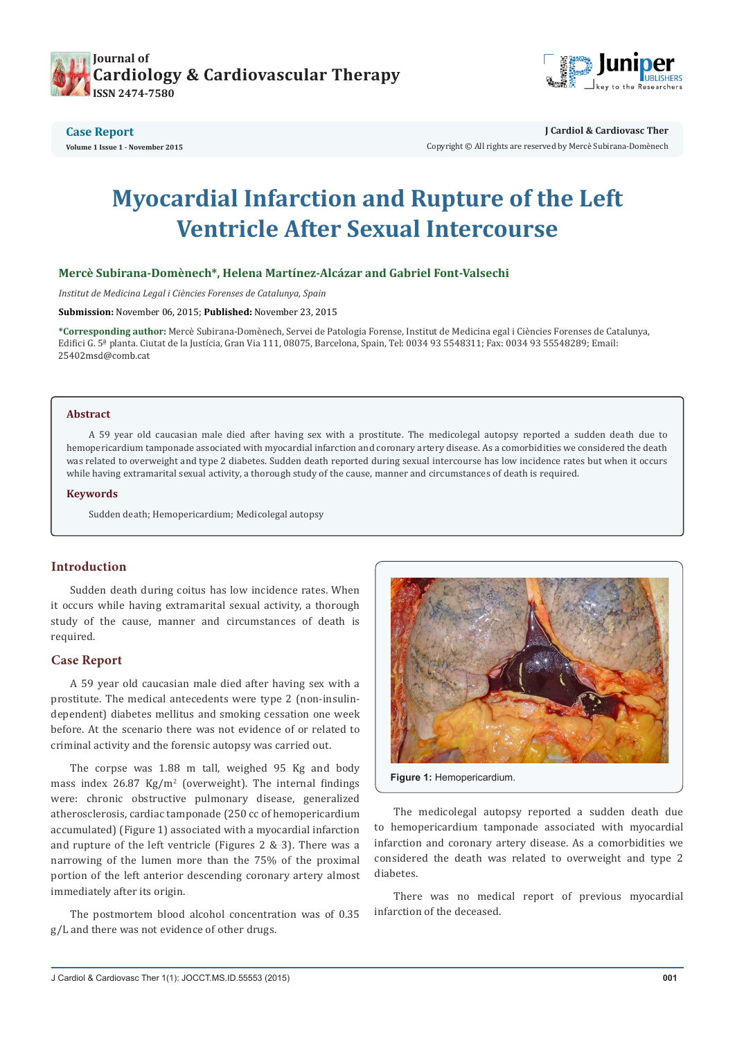**Case Report**

**Volume 1 Issue 1 - November 2015**

**J Cardiol & Cardiovasc Ther**

Copyright © All rights are reserved by Mercè Subirana-Domènech

# Myocardial Infarction and Rupture of the Left Ventricle After Sexual Intercourse

**Mercè Subirana-Domènech*, Helena Martínez-Alcázar and Gabriel Font-Valsechi**

*Institut de Medicina Legal i Ciències Forenses de Catalunya, Spain*

**Submission:** November 06, 2015; **Published:** November 23, 2015

***Corresponding author:** Mercè Subirana-Domènech, Servei de Patologia Forense, Institut de Medicina egal i Ciències Forenses de Catalunya, Edifici G. 5ª planta. Ciutat de la Justícia, Gran Via 111, 08075, Barcelona, Spain, Tel: 0034 93 5548311; Fax: 0034 93 55548289; Email: 25402msd@comb.cat

## Abstract

A 59 year old caucasian male died after having sex with a prostitute. The medicolegal autopsy reported a sudden death due to hemopericardium tamponade associated with myocardial infarction and coronary artery disease. As a comorbidities we considered the death was related to overweight and type 2 diabetes. Sudden death reported during sexual intercourse has low incidence rates but when it occurs while having extramarital sexual activity, a thorough study of the cause, manner and circumstances of death is required.

## Keywords

Sudden death; Hemopericardium; Medicolegal autopsy

## Introduction

Sudden death during coitus has low incidence rates. When it occurs while having extramarital sexual activity, a thorough study of the cause, manner and circumstances of death is required.

## Case Report

A 59 year old caucasian male died after having sex with a prostitute. The medical antecedents were type 2 (non-insulin-dependent) diabetes mellitus and smoking cessation one week before. At the scenario there was not evidence of or related to criminal activity and the forensic autopsy was carried out.

The corpse was 1.88 m tall, weighed 95 Kg and body mass index 26.87 Kg/m$^2$ (overweight). The internal findings were: chronic obstructive pulmonary disease, generalized atherosclerosis, cardiac tamponade (250 cc of hemopericardium accumulated) (Figure 1) associated with a myocardial infarction and rupture of the left ventricle (Figures 2 & 3). There was a narrowing of the lumen more than the 75% of the proximal portion of the left anterior descending coronary artery almost immediately after its origin.

The postmortem blood alcohol concentration was of 0.35 g/L and there was not evidence of other drugs.

**Figure 1:** Hemopericardium.

The medicolegal autopsy reported a sudden death due to hemopericardium tamponade associated with myocardial infarction and coronary artery disease. As a comorbidities we considered the death was related to overweight and type 2 diabetes.

There was no medical report of previous myocardial infarction of the deceased.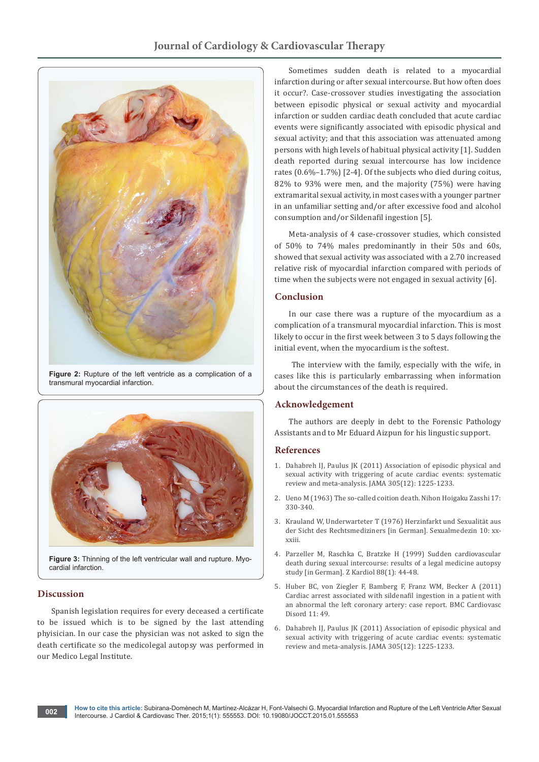Figure 2: Rupture of the left ventricle as a complication of a transmural myocardial infarction.

Figure 3: Thinning of the left ventricular wall and rupture. Myocardial infarction.

## Discussion

Spanish legislation requires for every deceased a certificate to be issued which is to be signed by the last attending phyisician. In our case the physician was not asked to sign the death certificate so the medicolegal autopsy was performed in our Medico Legal Institute.

Sometimes sudden death is related to a myocardial infarction during or after sexual intercourse. But how often does it occur?. Case-crossover studies investigating the association between episodic physical or sexual activity and myocardial infarction or sudden cardiac death concluded that acute cardiac events were significantly associated with episodic physical and sexual activity; and that this association was attenuated among persons with high levels of habitual physical activity [1]. Sudden death reported during sexual intercourse has low incidence rates (0.6%–1.7%) [2-4]. Of the subjects who died during coitus, 82% to 93% were men, and the majority (75%) were having extramarital sexual activity, in most cases with a younger partner in an unfamiliar setting and/or after excessive food and alcohol consumption and/or Sildenafil ingestion [5].

Meta-analysis of 4 case-crossover studies, which consisted of 50% to 74% males predominantly in their 50s and 60s, showed that sexual activity was associated with a 2.70 increased relative risk of myocardial infarction compared with periods of time when the subjects were not engaged in sexual activity [6].

## Conclusion

In our case there was a rupture of the myocardium as a complication of a transmural myocardial infarction. This is most likely to occur in the first week between 3 to 5 days following the initial event, when the myocardium is the softest.

The interview with the family, especially with the wife, in cases like this is particularly embarrassing when information about the circumstances of the death is required.

## Acknowledgement

The authors are deeply in debt to the Forensic Pathology Assistants and to Mr Eduard Aizpun for his lingustic support.

## References

1. Dahabreh IJ, Paulus JK (2011) Association of episodic physical and sexual activity with triggering of acute cardiac events: systematic review and meta-analysis. JAMA 305(12): 1225-1233.
2. Ueno M (1963) The so-called coition death. Nihon Hoigaku Zasshi 17: 330-340.
3. Krauland W, Underwarteter T (1976) Herzinfarkt und Sexualität aus der Sicht des Rechtsmediziners [in German]. Sexualmedezin 10: xx-xxiii.
4. Parzeller M, Raschka C, Bratzke H (1999) Sudden cardiovascular death during sexual intercourse: results of a legal medicine autopsy study [in German]. Z Kardiol 88(1): 44-48.
5. Huber BC, von Ziegler F, Bamberg F, Franz WM, Becker A (2011) Cardiac arrest associated with sildenafil ingestion in a patient with an abnormal the left coronary artery: case report. BMC Cardiovasc Disord 11: 49.
6. Dahabreh IJ, Paulus JK (2011) Association of episodic physical and sexual activity with triggering of acute cardiac events: systematic review and meta-analysis. JAMA 305(12): 1225-1233.

**How to cite this article:** Subirana-Domènech M, Martínez-Alcázar H, Font-Valsechi G. Myocardial Infarction and Rupture of the Left Ventricle After Sexual Intercourse. J Cardiol & Cardiovasc Ther. 2015;1(1): 555553. DOI: 10.19080/JOCCT.2015.01.555553